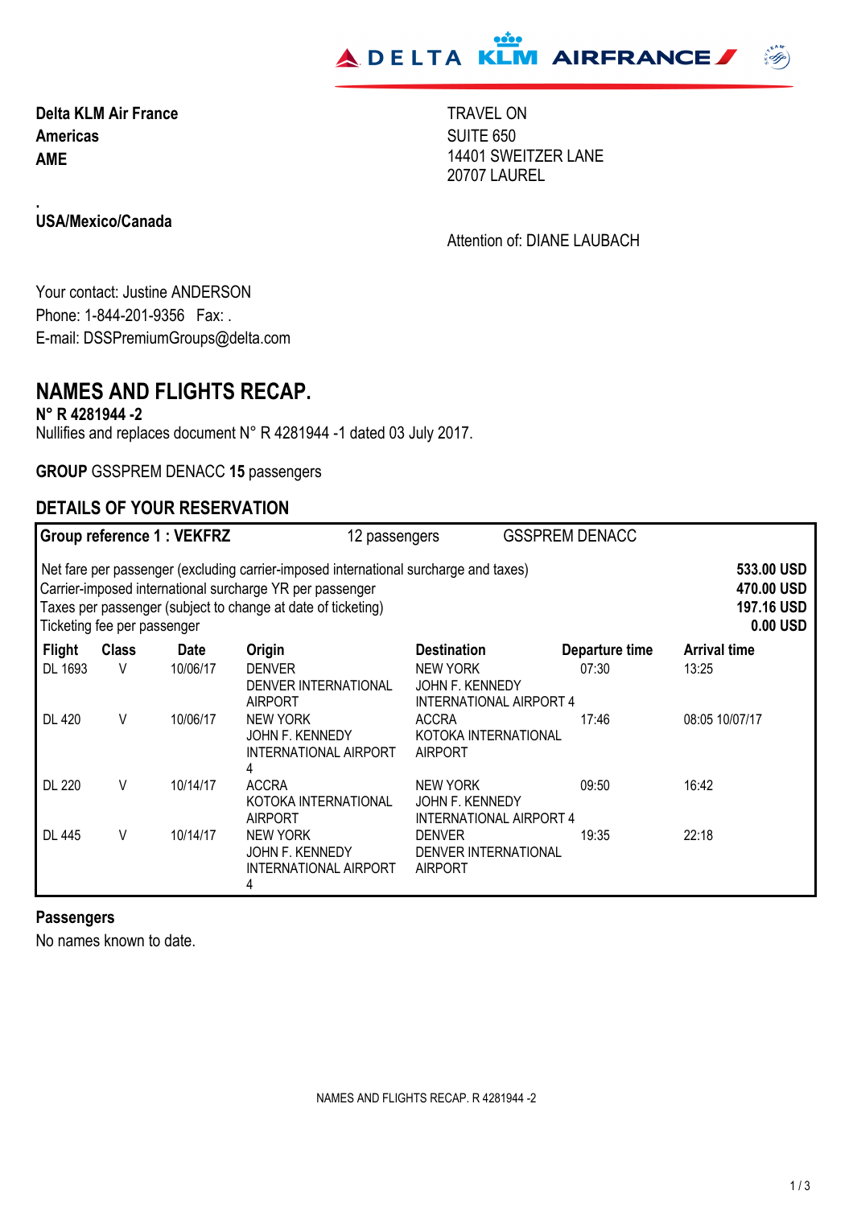**Delta KLM Air France**
**Americas**
**AME**

.
**USA/Mexico/Canada**

TRAVEL ON
SUITE 650
14401 SWEITZER LANE
20707 LAUREL

Attention of: DIANE LAUBACH

Your contact: Justine ANDERSON
Phone: 1-844-201-9356 Fax: .
E-mail: DSSPremiumGroups@delta.com

# NAMES AND FLIGHTS RECAP.

**N° R 4281944 -2**
Nullifies and replaces document N° R 4281944 -1 dated 03 July 2017.

**GROUP** GSSPREM DENACC **15** passengers

## DETAILS OF YOUR RESERVATION

**Group reference 1 : VEKFRZ** 12 passengers GSSPREM DENACC

| | |
|---|---|
| Net fare per passenger (excluding carrier-imposed international surcharge and taxes) | **533.00 USD** |
| Carrier-imposed international surcharge YR per passenger | **470.00 USD** |
| Taxes per passenger (subject to change at date of ticketing) | **197.16 USD** |
| Ticketing fee per passenger | **0.00 USD** |

| Flight | Class | Date | Origin | Destination | Departure time | Arrival time |
|---|---|---|---|---|---|---|
| DL 1693 | V | 10/06/17 | DENVER DENVER INTERNATIONAL AIRPORT | NEW YORK JOHN F. KENNEDY INTERNATIONAL AIRPORT 4 | 07:30 | 13:25 |
| DL 420 | V | 10/06/17 | NEW YORK JOHN F. KENNEDY INTERNATIONAL AIRPORT 4 | ACCRA KOTOKA INTERNATIONAL AIRPORT | 17:46 | 08:05 10/07/17 |
| DL 220 | V | 10/14/17 | ACCRA KOTOKA INTERNATIONAL AIRPORT | NEW YORK JOHN F. KENNEDY INTERNATIONAL AIRPORT 4 | 09:50 | 16:42 |
| DL 445 | V | 10/14/17 | NEW YORK JOHN F. KENNEDY INTERNATIONAL AIRPORT 4 | DENVER DENVER INTERNATIONAL AIRPORT | 19:35 | 22:18 |

**Passengers**

No names known to date.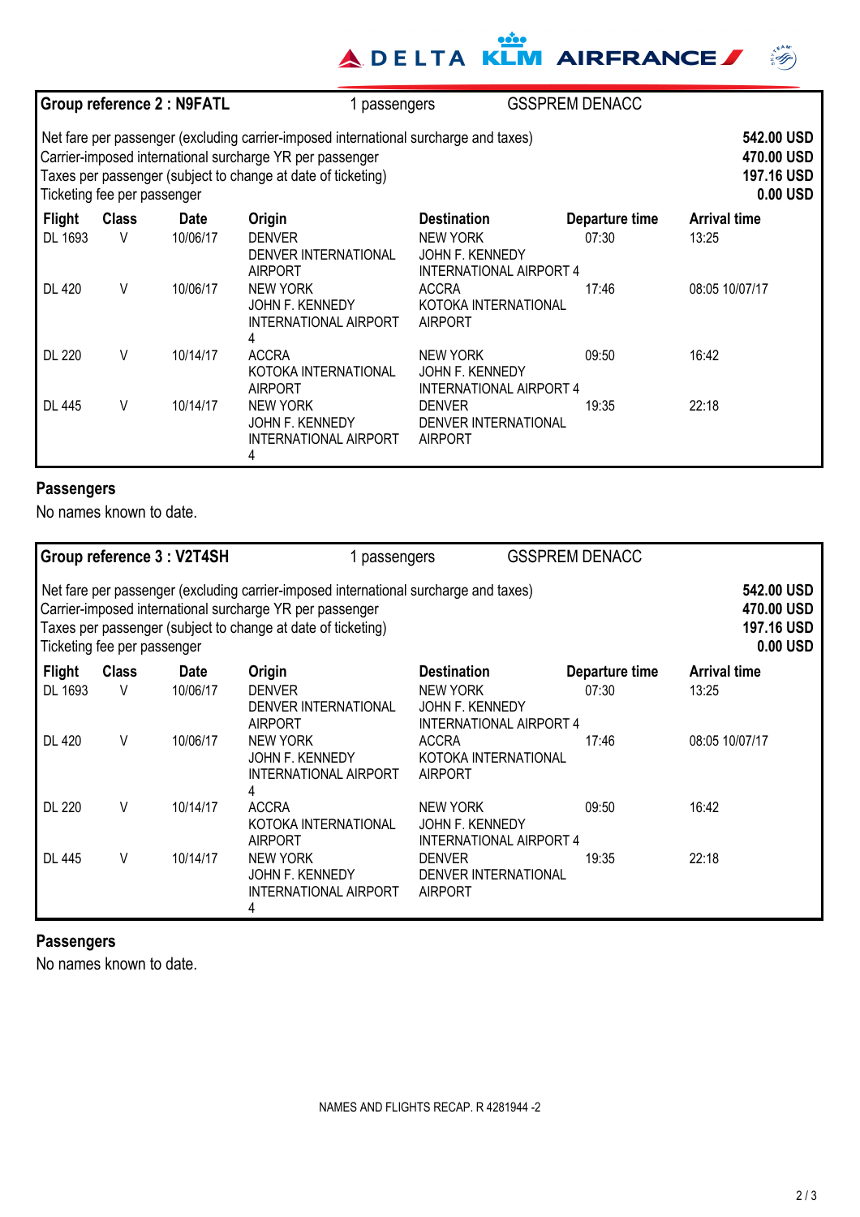**Group reference 2 : N9FATL** 1 passengers GSSPREM DENACC

| | |
|---|---|
| Net fare per passenger (excluding carrier-imposed international surcharge and taxes) | **542.00 USD** |
| Carrier-imposed international surcharge YR per passenger | **470.00 USD** |
| Taxes per passenger (subject to change at date of ticketing) | **197.16 USD** |
| Ticketing fee per passenger | **0.00 USD** |

| Flight | Class | Date | Origin | Destination | Departure time | Arrival time |
|---|---|---|---|---|---|---|
| DL 1693 | V | 10/06/17 | DENVER DENVER INTERNATIONAL AIRPORT | NEW YORK JOHN F. KENNEDY INTERNATIONAL AIRPORT 4 | 07:30 | 13:25 |
| DL 420 | V | 10/06/17 | NEW YORK JOHN F. KENNEDY INTERNATIONAL AIRPORT 4 | ACCRA KOTOKA INTERNATIONAL AIRPORT | 17:46 | 08:05 10/07/17 |
| DL 220 | V | 10/14/17 | ACCRA KOTOKA INTERNATIONAL AIRPORT | NEW YORK JOHN F. KENNEDY INTERNATIONAL AIRPORT 4 | 09:50 | 16:42 |
| DL 445 | V | 10/14/17 | NEW YORK JOHN F. KENNEDY INTERNATIONAL AIRPORT 4 | DENVER DENVER INTERNATIONAL AIRPORT | 19:35 | 22:18 |

**Passengers**

No names known to date.

**Group reference 3 : V2T4SH** 1 passengers GSSPREM DENACC

| | |
|---|---|
| Net fare per passenger (excluding carrier-imposed international surcharge and taxes) | **542.00 USD** |
| Carrier-imposed international surcharge YR per passenger | **470.00 USD** |
| Taxes per passenger (subject to change at date of ticketing) | **197.16 USD** |
| Ticketing fee per passenger | **0.00 USD** |

| Flight | Class | Date | Origin | Destination | Departure time | Arrival time |
|---|---|---|---|---|---|---|
| DL 1693 | V | 10/06/17 | DENVER DENVER INTERNATIONAL AIRPORT | NEW YORK JOHN F. KENNEDY INTERNATIONAL AIRPORT 4 | 07:30 | 13:25 |
| DL 420 | V | 10/06/17 | NEW YORK JOHN F. KENNEDY INTERNATIONAL AIRPORT 4 | ACCRA KOTOKA INTERNATIONAL AIRPORT | 17:46 | 08:05 10/07/17 |
| DL 220 | V | 10/14/17 | ACCRA KOTOKA INTERNATIONAL AIRPORT | NEW YORK JOHN F. KENNEDY INTERNATIONAL AIRPORT 4 | 09:50 | 16:42 |
| DL 445 | V | 10/14/17 | NEW YORK JOHN F. KENNEDY INTERNATIONAL AIRPORT 4 | DENVER DENVER INTERNATIONAL AIRPORT | 19:35 | 22:18 |

**Passengers**

No names known to date.

NAMES AND FLIGHTS RECAP. R 4281944 -2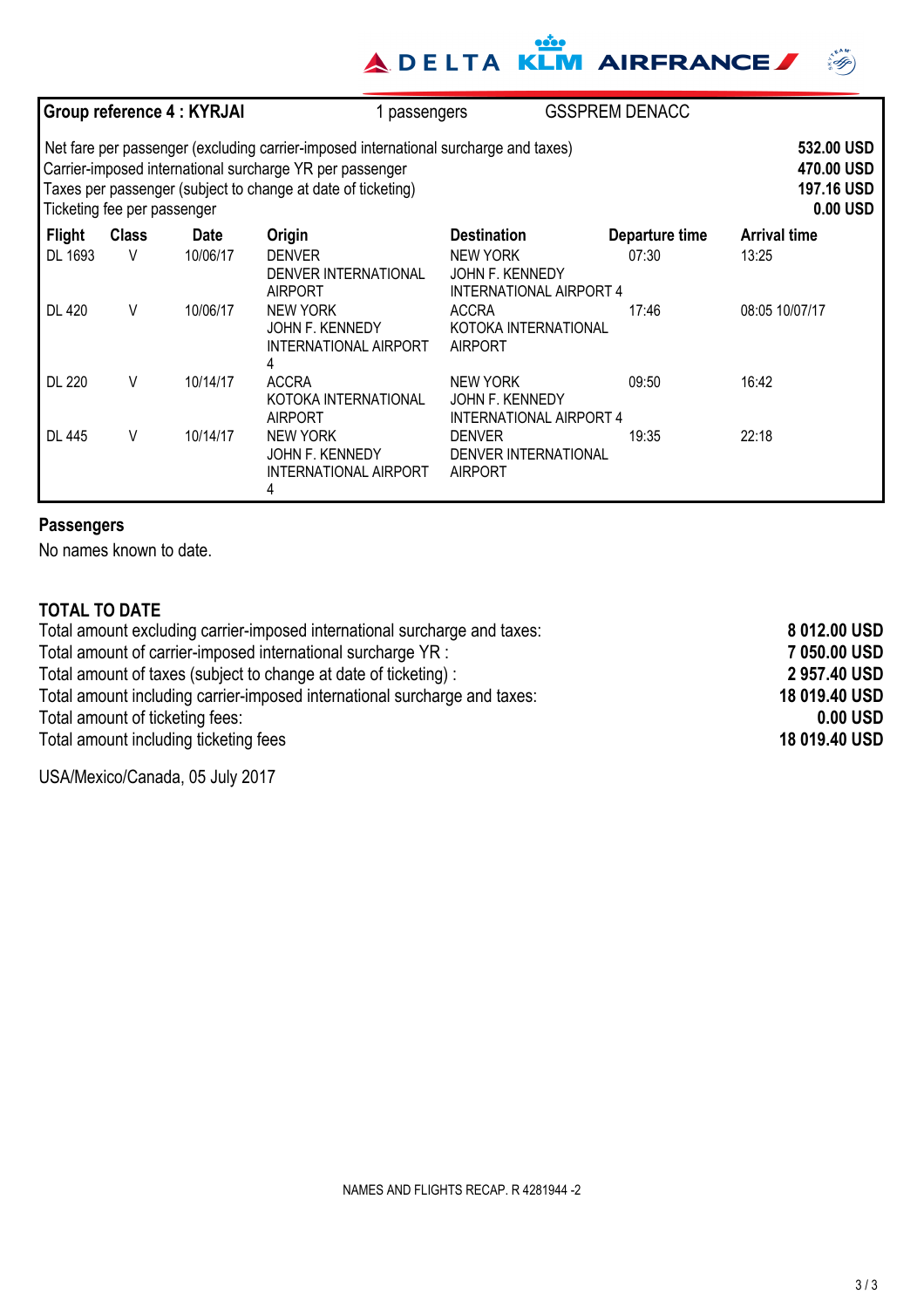| Group reference 4 : KYRJAI | 1 passengers | GSSPREM DENACC |
|---|---|---|

| | |
|---|---|
| Net fare per passenger (excluding carrier-imposed international surcharge and taxes) | **532.00 USD** |
| Carrier-imposed international surcharge YR per passenger | **470.00 USD** |
| Taxes per passenger (subject to change at date of ticketing) | **197.16 USD** |
| Ticketing fee per passenger | **0.00 USD** |

| Flight | Class | Date | Origin | Destination | Departure time | Arrival time |
|---|---|---|---|---|---|---|
| DL 1693 | V | 10/06/17 | DENVER DENVER INTERNATIONAL AIRPORT | NEW YORK JOHN F. KENNEDY INTERNATIONAL AIRPORT 4 | 07:30 | 13:25 |
| DL 420 | V | 10/06/17 | NEW YORK JOHN F. KENNEDY INTERNATIONAL AIRPORT 4 | ACCRA KOTOKA INTERNATIONAL AIRPORT | 17:46 | 08:05 10/07/17 |
| DL 220 | V | 10/14/17 | ACCRA KOTOKA INTERNATIONAL AIRPORT | NEW YORK JOHN F. KENNEDY INTERNATIONAL AIRPORT 4 | 09:50 | 16:42 |
| DL 445 | V | 10/14/17 | NEW YORK JOHN F. KENNEDY INTERNATIONAL AIRPORT 4 | DENVER DENVER INTERNATIONAL AIRPORT | 19:35 | 22:18 |

## Passengers

No names known to date.

## TOTAL TO DATE

| | |
|---|---|
| Total amount excluding carrier-imposed international surcharge and taxes: | **8 012.00 USD** |
| Total amount of carrier-imposed international surcharge YR : | **7 050.00 USD** |
| Total amount of taxes (subject to change at date of ticketing) : | **2 957.40 USD** |
| Total amount including carrier-imposed international surcharge and taxes: | **18 019.40 USD** |
| Total amount of ticketing fees: | **0.00 USD** |
| Total amount including ticketing fees | **18 019.40 USD** |

USA/Mexico/Canada, 05 July 2017

NAMES AND FLIGHTS RECAP. R 4281944 -2